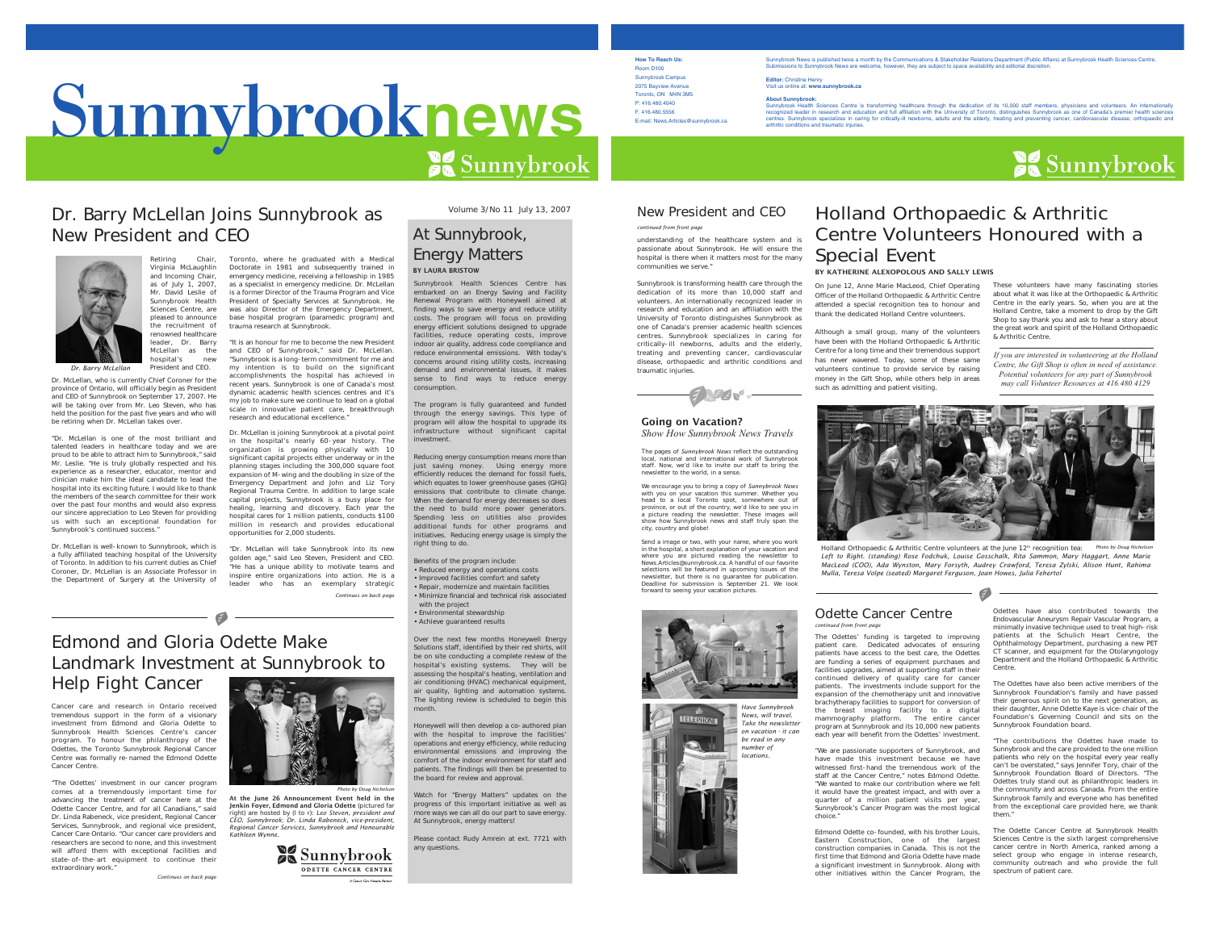# Sunnybrooknews

**How To Reach Us:**
Room D100
Sunnybrook Campus
2075 Bayview Avenue
Toronto, ON M4N 3M5
P: 416.480.4040
F: 416.480.5556
E-mail: News.Articles@sunnybrook.ca

Sunnybrook News is published twice a month by the Communications & Stakeholder Relations Department (Public Affairs) at Sunnybrook Health Sciences Centre. Submissions to Sunnybrook News are welcome, however, they are subject to space availability and editorial discretion.

**Editor:** Christine Henry
Visit us online at: **www.sunnybrook.ca**

**About Sunnybrook:**
Sunnybrook Health Sciences Centre is transforming healthcare through the dedication of its 10,000 staff members, physicians and volunteers. An internationally recognized leader in research and education and full affiliation with the University of Toronto, distinguishes Sunnybrook as one of Canada's premier health sciences centres. Sunnybrook specializes in caring for critically-ill newborns, adults and the elderly, treating and preventing cancer, cardiovascular disease, orthopaedic and arthritic conditions and traumatic injuries.

Volume 3/No 11 July 13, 2007

## Dr. Barry McLellan Joins Sunnybrook as New President and CEO

*Dr. Barry McLellan*

Retiring Chair, Virginia McLaughlin and Incoming Chair, as of July 1, 2007, Mr. David Leslie of Sunnybrook Health Sciences Centre, are pleased to announce the recruitment of renowned healthcare leader, Dr. Barry McLellan as the hospital's new President and CEO.

Dr. McLellan, who is currently Chief Coroner for the province of Ontario, will officially begin as President and CEO of Sunnybrook on September 17, 2007. He will be taking over from Mr. Leo Steven, who has held the position for the past five years and who will be retiring when Dr. McLellan takes over.

"Dr. McLellan is one of the most brilliant and talented leaders in healthcare today and we are proud to be able to attract him to Sunnybrook," said Mr. Leslie. "He is truly globally respected and his experience as a researcher, educator, mentor and clinician make him the ideal candidate to lead the hospital into its exciting future. I would like to thank the members of the search committee for their work over the past four months and would also express our sincere appreciation to Leo Steven for providing us with such an exceptional foundation for Sunnybrook's continued success."

Dr. McLellan is well-known to Sunnybrook, which is a fully affiliated teaching hospital of the University of Toronto. In addition to his current duties as Chief Coroner, Dr. McLellan is an Associate Professor in the Department of Surgery at the University of Toronto, where he graduated with a Medical Doctorate in 1981 and subsequently trained in emergency medicine, receiving a fellowship in 1985 as a specialist in emergency medicine. Dr. McLellan is a former Director of the Trauma Program and Vice President of Specialty Services at Sunnybrook. He was also Director of the Emergency Department, base hospital program (paramedic program) and trauma research at Sunnybrook.

"It is an honour for me to become the new President and CEO of Sunnybrook," said Dr. McLellan. "Sunnybrook is a long-term commitment for me and my intention is to build on the significant accomplishments the hospital has achieved in recent years. Sunnybrook is one of Canada's most dynamic academic health sciences centres and it's my job to make sure we continue to lead on a global scale in innovative patient care, breakthrough research and educational excellence."

Dr. McLellan is joining Sunnybrook at a pivotal point in the hospital's nearly 60-year history. The organization is growing physically with 10 significant capital projects either underway or in the planning stages including the 300,000 square foot expansion of M-wing and the doubling in size of the Emergency Department and John and Liz Tory Regional Trauma Centre. In addition to large scale capital projects, Sunnybrook is a busy place for healing, learning and discovery. Each year the hospital cares for 1 million patients, conducts $100 million in research and provides educational opportunities for 2,000 students.

"Dr. McLellan will take Sunnybrook into its new golden age," said Leo Steven, President and CEO. "He has a unique ability to motivate teams and inspire entire organizations into action. He is a leader who has an exemplary strategic

*Continues on back page*

## At Sunnybrook, Energy Matters

**BY LAURA BRISTOW**

Sunnybrook Health Sciences Centre has embarked on an Energy Saving and Facility Renewal Program with Honeywell aimed at finding ways to save energy and reduce utility costs. The program will focus on providing energy efficient solutions designed to upgrade facilities, reduce operating costs, improve indoor air quality, address code compliance and reduce environmental emissions. With today's concerns around rising utility costs, increasing demand and environmental issues, it makes sense to find ways to reduce energy consumption.

The program is fully guaranteed and funded through the energy savings. This type of program will allow the hospital to upgrade its infrastructure without significant capital investment.

Reducing energy consumption means more than just saving money. Using energy more efficiently reduces the demand for fossil fuels, which equates to lower greenhouse gases (GHG) emissions that contribute to climate change. When the demand for energy decreases so does the need to build more power generators. Spending less on utilities also provides additional funds for other programs and initiatives. Reducing energy usage is simply the right thing to do.

Benefits of the program include:

- Reduced energy and operations costs
- Improved facilities comfort and safety
- Repair, modernize and maintain facilities
- Minimize financial and technical risk associated with the project
- Environmental stewardship
- Achieve guaranteed results

Over the next few months Honeywell Energy Solutions staff, identified by their red shirts, will be on site conducting a complete review of the hospital's existing systems. They will be assessing the hospital's heating, ventilation and air conditioning (HVAC) mechanical equipment, air quality, lighting and automation systems. The lighting review is scheduled to begin this month.

Honeywell will then develop a co-authored plan with the hospital to improve the facilities' operations and energy efficiency, while reducing environmental emissions and improving the comfort of the indoor environment for staff and patients. The findings will then be presented to the board for review and approval.

Watch for "Energy Matters" updates on the progress of this important initiative as well as more ways we can all do our part to save energy. At Sunnybrook, energy matters!

Please contact Rudy Amrein at ext. 7721 with any questions.

## Edmond and Gloria Odette Make Landmark Investment at Sunnybrook to Help Fight Cancer

Cancer care and research in Ontario received tremendous support in the form of a visionary investment from Edmond and Gloria Odette to Sunnybrook Health Sciences Centre's cancer program. To honour the philanthropy of the Odettes, the Toronto Sunnybrook Regional Cancer Centre was formally re-named the Edmond Odette Cancer Centre.

"The Odettes' investment in our cancer program comes at a tremendously important time for advancing the treatment of cancer here at the Odette Cancer Centre, and for all Canadians," said Dr. Linda Rabeneck, vice president, Regional Cancer Services, Sunnybrook, and regional vice president, Cancer Care Ontario. "Our cancer care providers and researchers are second to none, and this investment will afford them with exceptional facilities and state-of-the-art equipment to continue their extraordinary work."

*Continues on back page*

*Photo by Doug Nicholson*

**At the June 26 Announcement Event held in the Jenkin Foyer, Edmond and Gloria Odette** (pictured far right) are hosted by (l to r): *Leo Steven, president and CEO, Sunnybrook; Dr. Linda Rabeneck, vice-president, Regional Cancer Services, Sunnybrook and Honourable Kathleen Wynne.*

Sunnybrook ODETTE CANCER CENTRE

## New President and CEO

*continued from front page*

understanding of the healthcare system and is passionate about Sunnybrook. He will ensure the hospital is there when it matters most for the many communities we serve."

Sunnybrook is transforming health care through the dedication of its more than 10,000 staff and volunteers. An internationally recognized leader in research and education and an affiliation with the University of Toronto distinguishes Sunnybrook as one of Canada's premier academic health sciences centres. Sunnybrook specializes in caring for critically-ill newborns, adults and the elderly, treating and preventing cancer, cardiovascular disease, orthopaedic and arthritic conditions and traumatic injuries.

### Going on Vacation?

*Show How Sunnybrook News Travels*

The pages of *Sunnybrook News* reflect the outstanding local, national and international work of Sunnybrook staff. Now, we'd like to invite our staff to bring the newsletter to the world, in a sense.

We encourage you to bring a copy of *Sunnybrook News* with you on your vacation this summer. Whether you head to a local Toronto spot, somewhere out of province, or out of the country, we'd like to see you in a picture reading the newsletter. These images will show how Sunnybrook news and staff truly span the city, country and globe!

Send a image or two, with your name, where you work in the hospital, a short explanation of your vacation and where you are pictured reading the newsletter to News.Articles@sunnybrook.ca. A handful of our favorite selections will be featured in upcoming issues of the newsletter, but there is no guarantee for publication. Deadline for submission is September 21. We look forward to seeing your vacation pictures.

*Have Sunnybrook News, will travel. Take the newsletter on vacation - it can be read in any number of locations.*

## Holland Orthopaedic & Arthritic Centre Volunteers Honoured with a Special Event

**BY KATHERINE ALEXOPOLOUS AND SALLY LEWIS**

On June 12, Anne Marie MacLeod, Chief Operating Officer of the Holland Orthopaedic & Arthritic Centre attended a special recognition tea to honour and thank the dedicated Holland Centre volunteers.

Although a small group, many of the volunteers have been with the Holland Orthopaedic & Arthritic Centre for a long time and their tremendous support has never wavered. Today, some of these same volunteers continue to provide service by raising money in the Gift Shop, while others help in areas such as admitting and patient visiting.

These volunteers have many fascinating stories about what it was like at the Orthopaedic & Arthritic Centre in the early years. So, when you are at the Holland Centre, take a moment to drop by the Gift Shop to say thank you and ask to hear a story about the great work and spirit of the Holland Orthopaedic & Arthritic Centre.

*If you are interested in volunteering at the Holland Centre, the Gift Shop is often in need of assistance. Potential volunteers for any part of Sunnybrook may call Volunteer Resources at 416.480.4129*

Holland Orthopaedic & Arthritic Centre volunteers at the June 12th recognition tea: *Photo by Doug Nicholson*
*Left to Right. (standing) Rose Fodchuk, Louise Gosschalk, Rita Sammon, Mary Haggart, Anne Marie MacLeod (COO), Ada Wynston, Mary Forsyth, Audrey Crawford, Teresa Zylski, Alison Hunt, Rahima Mulla, Teresa Volpe (seated) Margaret Ferguson, Joan Howes, Julia Fehertol*

## Odette Cancer Centre

*continued from front page*

The Odettes' funding is targeted to improving patient care. Dedicated advocates of ensuring patients have access to the best care, the Odettes are funding a series of equipment purchases and facilities upgrades, aimed at supporting staff in their continued delivery of quality care for cancer patients. The investments include support for the expansion of the chemotherapy unit and innovative brachytherapy facilities to support for conversion of the breast imaging facility to a digital mammography platform. The entire cancer program at Sunnybrook and its 10,000 new patients each year will benefit from the Odettes' investment.

"We are passionate supporters of Sunnybrook, and have made this investment because we have witnessed first-hand the tremendous work of the staff at the Cancer Centre," notes Edmond Odette. "We wanted to make our contribution where we felt it would have the greatest impact, and with over a quarter of a million patient visits per year, Sunnybrook's Cancer Program was the most logical choice."

Edmond Odette co-founded, with his brother Louis, Eastern Construction, one of the largest construction companies in Canada. This is not the first time that Edmond and Gloria Odette have made a significant investment in Sunnybrook. Along with other initiatives within the Cancer Program, the Odettes have also contributed towards the Endovascular Aneurysm Repair Vascular Program, a minimally invasive technique used to treat high-risk patients at the Schulich Heart Centre, the Ophthalmology Department, purchasing a new PET CT scanner, and equipment for the Otolaryngology Department and the Holland Orthopaedic & Arthritic Centre.

The Odettes have also been active members of the Sunnybrook Foundation's family and have passed their generous spirit on to the next generation, as their daughter, Anne Odette Kaye is vice-chair of the Foundation's Governing Council and sits on the Sunnybrook Foundation board.

"The contributions the Odettes have made to Sunnybrook and the care provided to the one million patients who rely on the hospital every year really can't be overstated," says Jennifer Tory, chair of the Sunnybrook Foundation Board of Directors. "The Odettes truly stand out as philanthropic leaders in the community and across Canada. From the entire Sunnybrook family and everyone who has benefited from the exceptional care provided here, we thank them."

The Odette Cancer Centre at Sunnybrook Health Sciences Centre is the sixth largest comprehensive cancer centre in North America, ranked among a select group who engage in intense research, community outreach and who provide the full spectrum of patient care.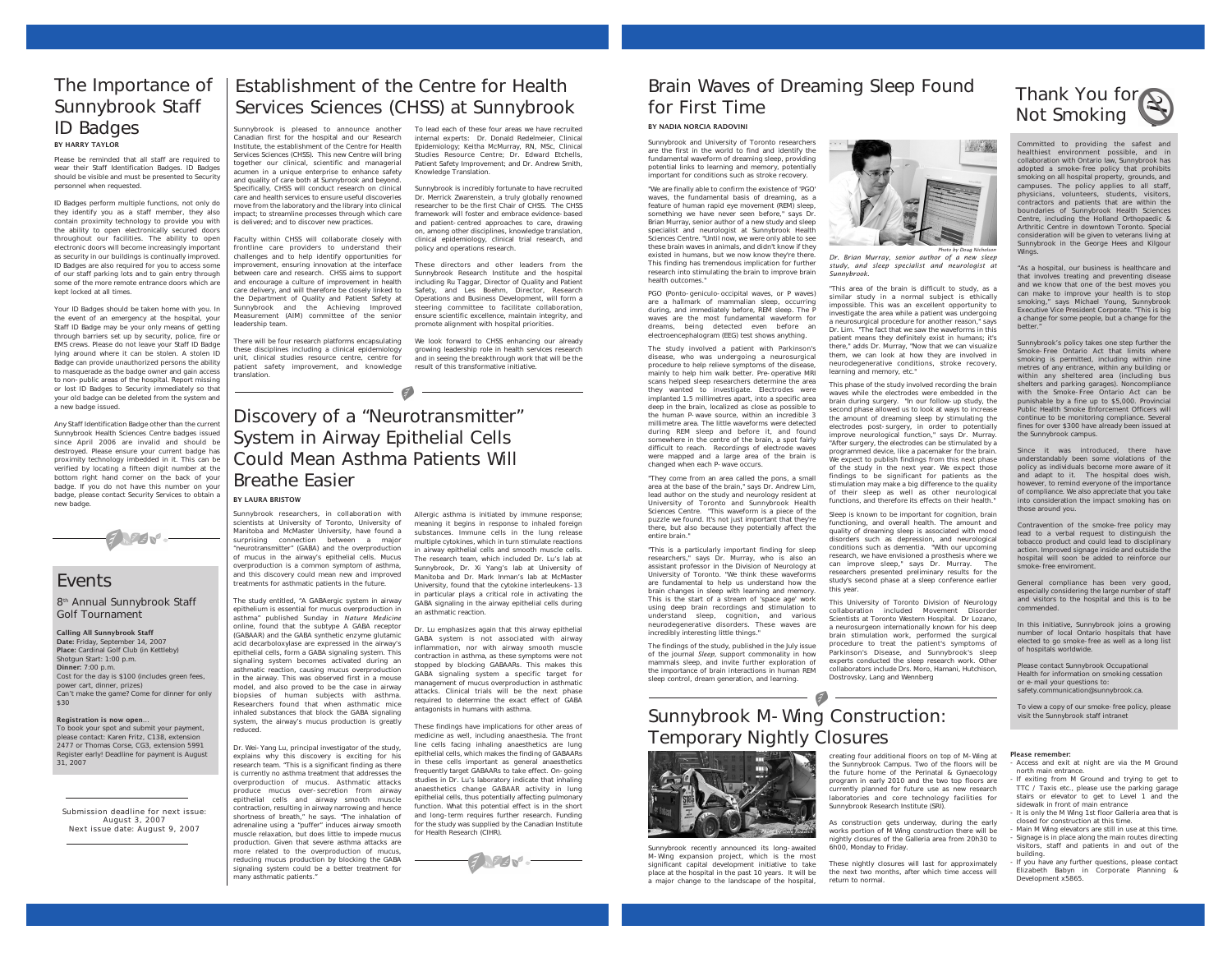# The Importance of Sunnybrook Staff ID Badges

**BY HARRY TAYLOR**

Please be reminded that all staff are required to wear their Staff Identification Badges. ID Badges should be visible and must be presented to Security personnel when requested.

ID Badges perform multiple functions, not only do they identify you as a staff member, they also contain proximity technology to provide you with the ability to open electronically secured doors throughout our facilities. The ability to open electronic doors will become increasingly important as security in our buildings is continually improved. ID Badges are also required for you to access some of our staff parking lots and to gain entry through some of the more remote entrance doors which are kept locked at all times.

Your ID Badges should be taken home with you. In the event of an emergency at the hospital, your Staff ID Badge may be your only means of getting through barriers set up by security, police, fire or EMS crews. Please do not leave your Staff ID Badge lying around where it can be stolen. A stolen ID Badge can provide unauthorized persons the ability to masquerade as the badge owner and gain access to non-public areas of the hospital. Report missing or lost ID Badges to Security immediately so that your old badge can be deleted from the system and a new badge issued.

Any Staff Identification Badge other than the current Sunnybrook Health Sciences Centre badges issued since April 2006 are invalid and should be destroyed. Please ensure your current badge has proximity technology imbedded in it. This can be verified by locating a fifteen digit number at the bottom right hand corner on the back of your badge. If you do not have this number on your badge, please contact Security Services to obtain a new badge.

# Events

## 8th Annual Sunnybrook Staff Golf Tournament

**Calling All Sunnybrook Staff**
**Date:** Friday, September 14, 2007
**Place:** Cardinal Golf Club (in Kettleby)
Shotgun Start: 1:00 p.m.
**Dinner:** 7:00 p.m.
Cost for the day is $100 (includes green fees, power cart, dinner, prizes)
Can't make the game? Come for dinner for only $30

**Registration is now open**...
To book your spot and submit your payment, please contact: Karen Fritz, C138, extension 2477 or Thomas Corse, CG3, extension 5991
Register early! Deadline for payment is August 31, 2007

Submission deadline for next issue: August 3, 2007
Next issue date: August 9, 2007

# Establishment of the Centre for Health Services Sciences (CHSS) at Sunnybrook

Sunnybrook is pleased to announce another Canadian first for the hospital and our Research Institute, the establishment of the Centre for Health Services Sciences (CHSS). This new Centre will bring together our clinical, scientific and managerial acumen in a unique enterprise to enhance safety and quality of care both at Sunnybrook and beyond. Specifically, CHSS will conduct research on clinical care and health services to ensure useful discoveries move from the laboratory and the library into clinical impact; to streamline processes through which care is delivered; and to discover new practices.

Faculty within CHSS will collaborate closely with frontline care providers to understand their challenges and to help identify opportunities for improvement, ensuring innovation at the interface between care and research. CHSS aims to support and encourage a culture of improvement in health care delivery, and will therefore be closely linked to the Department of Quality and Patient Safety at Sunnybrook and the Achieving Improved Measurement (AIM) committee of the senior leadership team.

There will be four research platforms encapsulating these disciplines including a clinical epidemiology unit, clinical studies resource centre, centre for patient safety improvement, and knowledge translation.

To lead each of these four areas we have recruited internal experts: Dr. Donald Redelmeier, Clinical Epidemiology; Ketha McMurray, RN, MSc, Clinical Studies Resource Centre; Dr. Edward Etchells, Patient Safety Improvement; and Dr. Andrew Smith, Knowledge Translation.

Sunnybrook is incredibly fortunate to have recruited Dr. Merrick Zwarenstein, a truly globally renowned researcher to be the first Chair of CHSS. The CHSS framework will foster and embrace evidence-based and patient-centred approaches to care, drawing on, among other disciplines, knowledge translation, clinical epidemiology, clinical trial research, and policy and operations research.

These directors and other leaders from the Sunnybrook Research Institute and the hospital including Ru Taggar, Director of Quality and Patient Safety, and Les Boehm, Director, Research Operations and Business Development, will form a steering committee to facilitate collaboration, ensure scientific excellence, maintain integrity, and promote alignment with hospital priorities.

We look forward to CHSS enhancing our already growing leadership role in health services research and in seeing the breakthrough work that will be the result of this transformative initiative.

# Discovery of a "Neurotransmitter" System in Airway Epithelial Cells Could Mean Asthma Patients Will Breathe Easier

**BY LAURA BRISTOW**

Sunnybrook researchers, in collaboration with scientists at University of Toronto, University of Manitoba and McMaster University, have found a surprising connection between a major "neurotransmitter" (GABA) and the overproduction of mucus in the airway's epithelial cells. Mucus overproduction is a common symptom of asthma, and this discovery could mean new and improved treatments for asthmatic patients in the future.

The study entitled, "A GABAergic system in airway epithelium is essential for mucus overproduction in asthma" published Sunday in *Nature Medicine* online, found that the subtype A GABA receptor (GABAAR) and the GABA synthetic enzyme glutamic acid decarboxylase are expressed in the airway's epithelial cells, form a GABA signaling system. This signaling system becomes activated during an asthmatic reaction, causing mucus overproduction in the airway. This was observed first in a mouse model, and also proved to be the case in airway biopsies of human subjects with asthma. Researchers found that when asthmatic mice inhaled substances that block the GABA signaling system, the airway's mucus production is greatly reduced.

Dr. Wei-Yang Lu, principal investigator of the study, explains why this discovery is exciting for his research team. "This is a significant finding as there is currently no asthma treatment that addresses the overproduction of mucus. Asthmatic attacks produce mucus over-secretion from airway epithelial cells and airway smooth muscle contraction, resulting in airway narrowing and hence shortness of breath," he says. "The inhalation of adrenaline using a "puffer" induces airway smooth muscle relaxation, but does little to impede mucus production. Given that severe asthma attacks are more related to the overproduction of mucus, reducing mucus production by blocking the GABA signaling system could be a better treatment for many asthmatic patients."

Allergic asthma is initiated by immune response; meaning it begins in response to inhaled foreign substances. Immune cells in the lung release multiple cytokines, which in turn stimulate reactions in airway epithelial cells and smooth muscle cells. The research team, which included Dr. Lu's lab at Sunnybrook, Dr. Xi Yang's lab at University of Manitoba and Dr. Mark Inman's lab at McMaster University, found that the cytokine interleukens-13 in particular plays a critical role in activating the GABA signaling in the airway epithelial cells during an asthmatic reaction.

Dr. Lu emphasizes again that this airway epithelial GABA system is not associated with airway inflammation, nor with airway smooth muscle contraction in asthma, as these symptoms were not stopped by blocking GABAARs. This makes this GABA signaling system a specific target for management of mucus overproduction in asthmatic attacks. Clinical trials will be the next phase required to determine the exact effect of GABA antagonists in humans with asthma.

These findings have implications for other areas of medicine as well, including anaesthesia. The front line cells facing inhaling anaesthetics are lung epithelial cells, which makes the finding of GABAARs in these cells important as general anaesthetics frequently target GABAARs to take effect. On-going studies in Dr. Lu's laboratory indicate that inhaling anaesthetics change GABAAR activity in lung epithelial cells, thus potentially affecting pulmonary function. What this potential effect is in the short and long-term requires further research. Funding for the study was supplied by the Canadian Institute for Health Research (CIHR).

# Brain Waves of Dreaming Sleep Found for First Time

**BY NADIA NORCIA RADOVINI**

Sunnybrook and University of Toronto researchers are the first in the world to find and identify the fundamental waveform of dreaming sleep, providing potential links to learning and memory, potentially important for conditions such as stroke recovery.

"We are finally able to confirm the existence of 'PGO' waves, the fundamental basis of dreaming, as a feature of human rapid eye movement (REM) sleep, something we have never seen before," says Dr. Brian Murray, senior author of a new study and sleep specialist and neurologist at Sunnybrook Health Sciences Centre. "Until now, we were only able to see these brain waves in animals, and didn't know if they existed in humans, but we now know they're there. This finding has tremendous implication for further research into stimulating the brain to improve brain health outcomes."

PGO (Ponto-geniculo-occipital waves, or P waves) are a hallmark of mammalian sleep, occurring during, and immediately before, REM sleep. The P waves are the most fundamental waveform for dreams, being detected even before an electroencephalogram (EEG) test shows anything.

The study involved a patient with Parkinson's disease, who was undergoing a neurosurgical procedure to help relieve symptoms of the disease, mainly to help him walk better. Pre-operative MRI scans helped sleep researchers determine the area they wanted to investigate. Electrodes were implanted 1.5 millimetres apart, into a specific area deep in the brain, localized as close as possible to the human P-wave source, within an incredible 3 millimetre area. The little waveforms were detected during REM sleep and before it, and found somewhere in the centre of the brain, a spot fairly difficult to reach. Recordings of electrode waves were mapped and a large area of the brain is changed when each P-wave occurs.

"They come from an area called the pons, a small area at the base of the brain," says Dr. Andrew Lim, lead author on the study and neurology resident at University of Toronto and Sunnybrook Health Sciences Centre. "This waveform is a piece of the puzzle we found. It's not just important that they're there, but also because they potentially affect the entire brain."

"This is a particularly important finding for sleep researchers," says Dr. Murray, who is also an assistant professor in the Division of Neurology at University of Toronto. "We think these waveforms are fundamental to help us understand how the brain changes in sleep with learning and memory. This is the start of a stream of 'space age' work using deep brain recordings and stimulation to understand sleep, cognition, and various neurodegenerative disorders. These waves are incredibly interesting little things."

The findings of the study, published in the July issue of the journal *Sleep*, support commonality in how mammals sleep, and invite further exploration of the importance of brain interactions in human REM sleep control, dream generation, and learning.

*Dr. Brian Murray, senior author of a new sleep study, and sleep specialist and neurologist at Sunnybrook.*

*Photo by Doug Nicholson*

"This area of the brain is difficult to study, as a similar study in a normal subject is ethically impossible. This was an excellent opportunity to investigate the area while a patient was undergoing a neurosurgical procedure for another reason," says Dr. Lim. "The fact that we saw the waveforms in this patient means they definitely exist in humans; it's there," adds Dr. Murray, "Now that we can visualize them, we can look at how they are involved in neurodegenerative conditions, stroke recovery, learning and memory, etc."

This phase of the study involved recording the brain waves while the electrodes were embedded in the brain during surgery. "In our follow-up study, the second phase allowed us to look at ways to increase the amount of dreaming sleep by stimulating the electrodes post-surgery, in order to potentially improve neurological function," says Dr. Murray. "After surgery, the electrodes can be stimulated by a programmed device, like a pacemaker for the brain. We expect to publish findings from this next phase of the study in the next year. We expect those findings to be significant for patients as the stimulation may make a big difference to the quality of their sleep as well as other neurological functions, and therefore its effects on their health."

Sleep is known to be important for cognition, brain functioning, and overall health. The amount and quality of dreaming sleep is associated with mood disorders such as depression, and neurological conditions such as dementia. "With our upcoming research, we have envisioned a prosthesis where we can improve sleep," says Dr. Murray. The researchers presented preliminary results for the study's second phase at a sleep conference earlier this year.

This University of Toronto Division of Neurology collaboration included Movement Disorder Scientists at Toronto Western Hospital. Dr Lozano, a neurosurgeon internationally known for his deep brain stimulation work, performed the surgical procedure to treat the patient's symptoms of Parkinson's Disease, and Sunnybrook's sleep experts conducted the sleep research work. Other collaborators include Drs. Moro, Hamani, Hutchison, Dostrovsky, Lang and Wennberg

# Sunnybrook M-Wing Construction: Temporary Nightly Closures

*Photo by Doug Nicholson*

Sunnybrook recently announced its long-awaited M-Wing expansion project, which is the most significant capital development initiative to take place at the hospital in the past 10 years. It will be a major change to the landscape of the hospital, creating four additional floors on top of M-Wing at the Sunnybrook Campus. Two of the floors will be the future home of the Perinatal & Gynaecology program in early 2010 and the two top floors are currently planned for future use as new research laboratories and core technology facilities for Sunnybrook Research Institute (SRI).

As construction gets underway, during the early works portion of M Wing construction there will be nightly closures of the Galleria area from 20h30 to 6h00, Monday to Friday.

These nightly closures will last for approximately the next two months, after which time access will return to normal.

**Please remember:**

- Access and exit at night are via the M Ground north main entrance.
- If exiting from M Ground and trying to get to TTC / Taxis etc., please use the parking garage stairs or elevator to get to Level 1 and the sidewalk in front of main entrance
- It is only the M Wing 1st floor Galleria area that is closed for construction at this time.
- Main M Wing elevators are still in use at this time.
- Signage is in place along the main routes directing visitors, staff and patients in and out of the building.
- If you have any further questions, please contact Elizabeth Babyn in Corporate Planning & Development x5865.

# Thank You for Not Smoking

Committed to providing the safest and healthiest environment possible, and in collaboration with Ontario law, Sunnybrook has adopted a smoke-free policy that prohibits smoking on all hospital property, grounds, and campuses. The policy applies to all staff, physicians, volunteers, students, visitors, contractors and patients that are within the boundaries of Sunnybrook Health Sciences Centre, including the Holland Orthopaedic & Arthritic Centre in downtown Toronto. Special consideration will be given to veterans living at Sunnybrook in the George Hees and Kilgour Wings.

"As a hospital, our business is healthcare and that involves treating and preventing disease and we know that one of the best moves you can make to improve your health is to stop smoking," says Michael Young, Sunnybrook Executive Vice President Corporate. "This is big a change for some people, but a change for the better."

Sunnybrook's policy takes one step further the Smoke-Free Ontario Act that limits where smoking is permitted, including within nine metres of any entrance, within any building or within any sheltered area (including bus shelters and parking garages). Noncompliance with the Smoke-Free Ontario Act can be punishable by a fine up to $5,000. Provincial Public Health Smoke Enforcement Officers will continue to be monitoring compliance. Several fines for over $300 have already been issued at the Sunnybrook campus.

Since it was introduced, there have understandably been some violations of the policy as individuals become more aware of it and adapt to it. The hospital does wish, however, to remind everyone of the importance of compliance. We also appreciate that you take into consideration the impact smoking has on those around you.

Contravention of the smoke-free policy may lead to a verbal request to distinguish the tobacco product and could lead to disciplinary action. Improved signage inside and outside the hospital will soon be added to reinforce our smoke-free enviroment.

General compliance has been very good, especially considering the large number of staff and visitors to the hospital and this is to be commended.

In this initiative, Sunnybrook joins a growing number of local Ontario hospitals that have elected to go smoke-free as well as a long list of hospitals worldwide.

Please contact Sunnybrook Occupational Health for information on smoking cessation or e-mail your questions to: safety.communication@sunnybrook.ca.

To view a copy of our smoke-free policy, please visit the Sunnybrook staff intranet